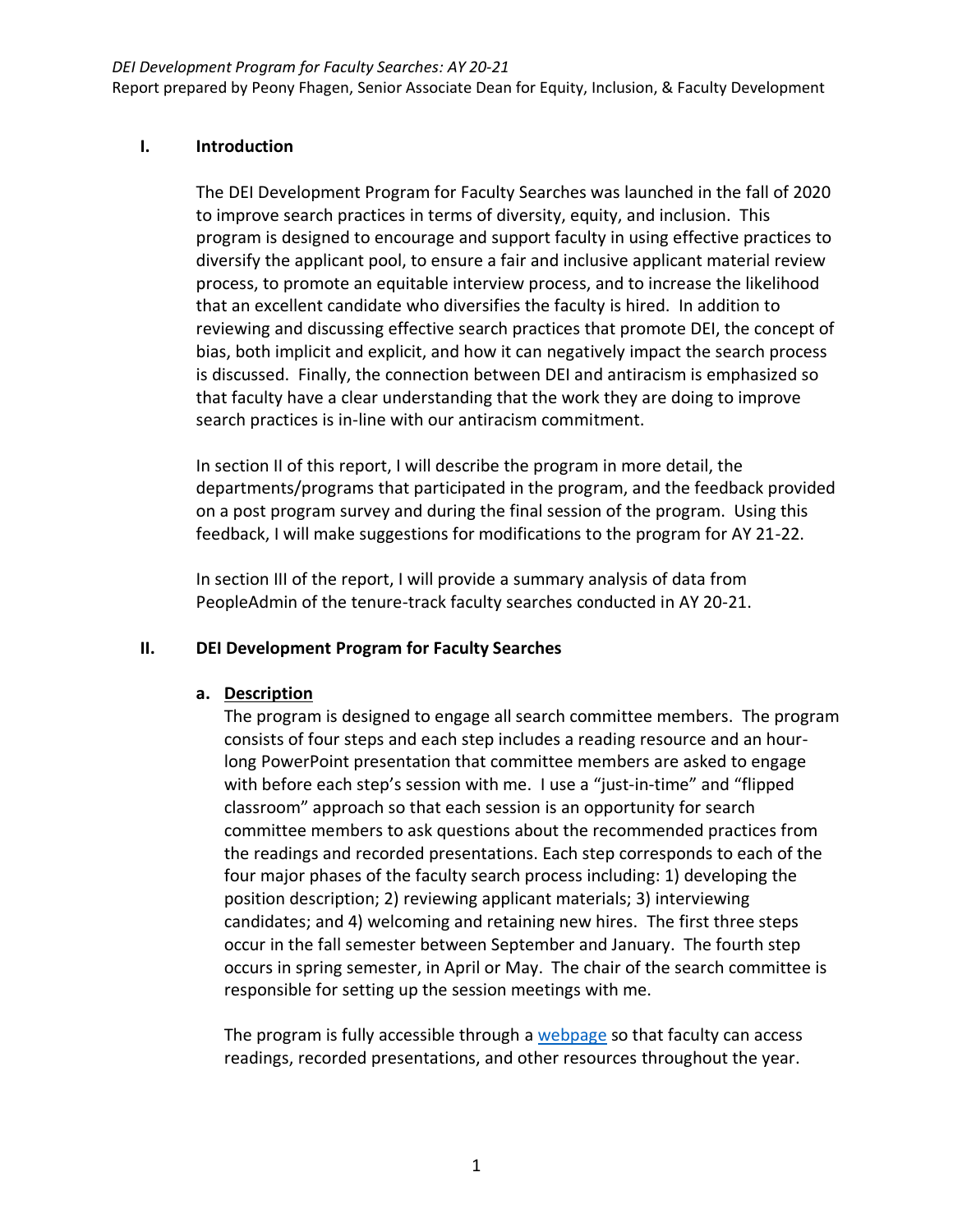*DEI Development Program for Faculty Searches: AY 20-21*
Report prepared by Peony Fhagen, Senior Associate Dean for Equity, Inclusion, & Faculty Development

## I. Introduction

The DEI Development Program for Faculty Searches was launched in the fall of 2020 to improve search practices in terms of diversity, equity, and inclusion. This program is designed to encourage and support faculty in using effective practices to diversify the applicant pool, to ensure a fair and inclusive applicant material review process, to promote an equitable interview process, and to increase the likelihood that an excellent candidate who diversifies the faculty is hired. In addition to reviewing and discussing effective search practices that promote DEI, the concept of bias, both implicit and explicit, and how it can negatively impact the search process is discussed. Finally, the connection between DEI and antiracism is emphasized so that faculty have a clear understanding that the work they are doing to improve search practices is in-line with our antiracism commitment.

In section II of this report, I will describe the program in more detail, the departments/programs that participated in the program, and the feedback provided on a post program survey and during the final session of the program. Using this feedback, I will make suggestions for modifications to the program for AY 21-22.

In section III of the report, I will provide a summary analysis of data from PeopleAdmin of the tenure-track faculty searches conducted in AY 20-21.

## II. DEI Development Program for Faculty Searches

### a. Description

The program is designed to engage all search committee members. The program consists of four steps and each step includes a reading resource and an hour-long PowerPoint presentation that committee members are asked to engage with before each step's session with me. I use a "just-in-time" and "flipped classroom" approach so that each session is an opportunity for search committee members to ask questions about the recommended practices from the readings and recorded presentations. Each step corresponds to each of the four major phases of the faculty search process including: 1) developing the position description; 2) reviewing applicant materials; 3) interviewing candidates; and 4) welcoming and retaining new hires. The first three steps occur in the fall semester between September and January. The fourth step occurs in spring semester, in April or May. The chair of the search committee is responsible for setting up the session meetings with me.

The program is fully accessible through a webpage so that faculty can access readings, recorded presentations, and other resources throughout the year.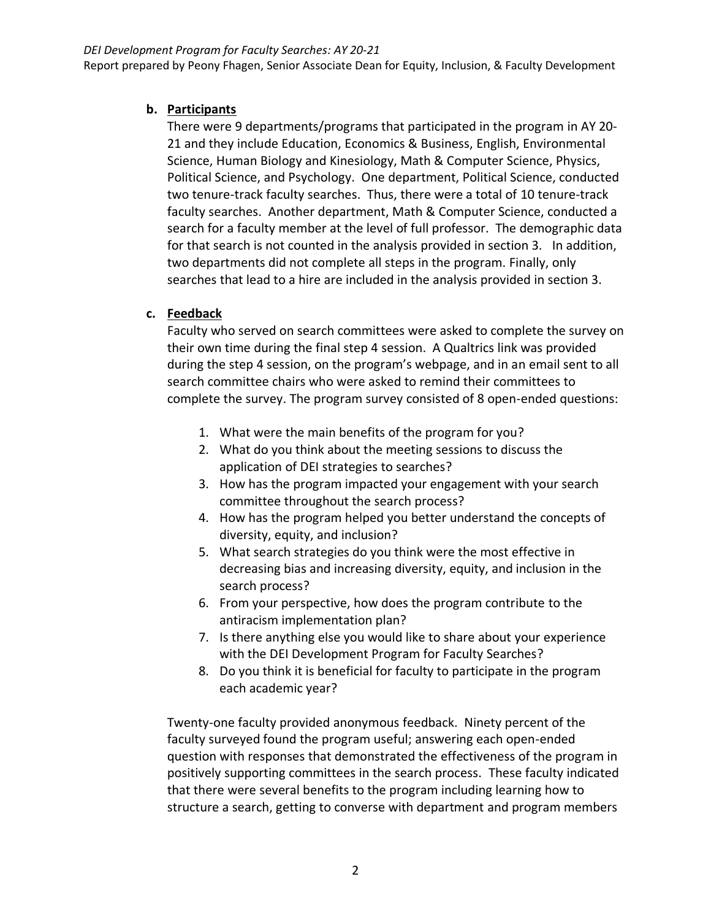**b. Participants**

There were 9 departments/programs that participated in the program in AY 20-21 and they include Education, Economics & Business, English, Environmental Science, Human Biology and Kinesiology, Math & Computer Science, Physics, Political Science, and Psychology. One department, Political Science, conducted two tenure-track faculty searches. Thus, there were a total of 10 tenure-track faculty searches. Another department, Math & Computer Science, conducted a search for a faculty member at the level of full professor. The demographic data for that search is not counted in the analysis provided in section 3. In addition, two departments did not complete all steps in the program. Finally, only searches that lead to a hire are included in the analysis provided in section 3.

**c. Feedback**

Faculty who served on search committees were asked to complete the survey on their own time during the final step 4 session. A Qualtrics link was provided during the step 4 session, on the program's webpage, and in an email sent to all search committee chairs who were asked to remind their committees to complete the survey. The program survey consisted of 8 open-ended questions:

1. What were the main benefits of the program for you?
2. What do you think about the meeting sessions to discuss the application of DEI strategies to searches?
3. How has the program impacted your engagement with your search committee throughout the search process?
4. How has the program helped you better understand the concepts of diversity, equity, and inclusion?
5. What search strategies do you think were the most effective in decreasing bias and increasing diversity, equity, and inclusion in the search process?
6. From your perspective, how does the program contribute to the antiracism implementation plan?
7. Is there anything else you would like to share about your experience with the DEI Development Program for Faculty Searches?
8. Do you think it is beneficial for faculty to participate in the program each academic year?

Twenty-one faculty provided anonymous feedback. Ninety percent of the faculty surveyed found the program useful; answering each open-ended question with responses that demonstrated the effectiveness of the program in positively supporting committees in the search process. These faculty indicated that there were several benefits to the program including learning how to structure a search, getting to converse with department and program members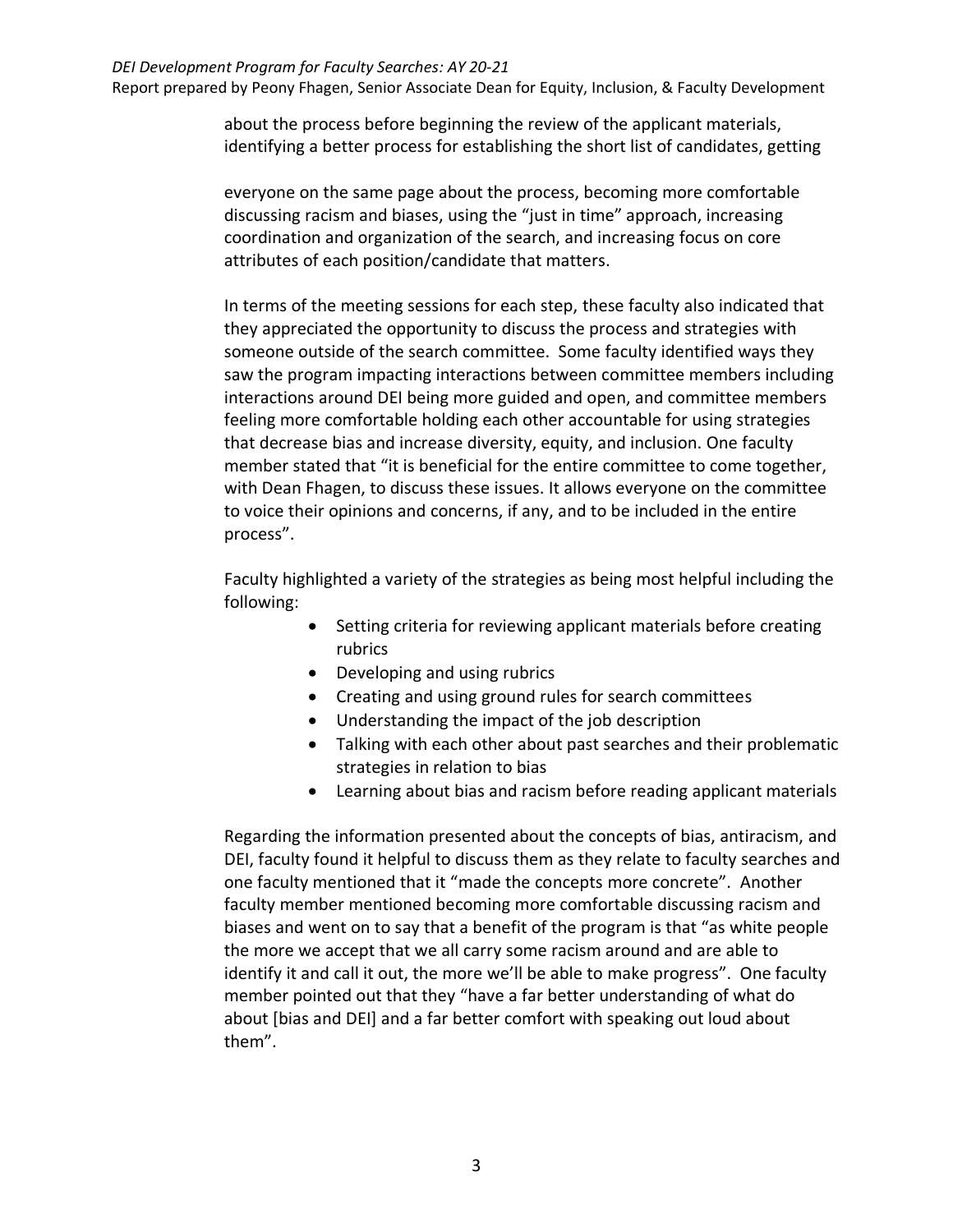about the process before beginning the review of the applicant materials, identifying a better process for establishing the short list of candidates, getting everyone on the same page about the process, becoming more comfortable discussing racism and biases, using the "just in time" approach, increasing coordination and organization of the search, and increasing focus on core attributes of each position/candidate that matters.

In terms of the meeting sessions for each step, these faculty also indicated that they appreciated the opportunity to discuss the process and strategies with someone outside of the search committee. Some faculty identified ways they saw the program impacting interactions between committee members including interactions around DEI being more guided and open, and committee members feeling more comfortable holding each other accountable for using strategies that decrease bias and increase diversity, equity, and inclusion. One faculty member stated that "it is beneficial for the entire committee to come together, with Dean Fhagen, to discuss these issues. It allows everyone on the committee to voice their opinions and concerns, if any, and to be included in the entire process".

Faculty highlighted a variety of the strategies as being most helpful including the following:

- Setting criteria for reviewing applicant materials before creating rubrics
- Developing and using rubrics
- Creating and using ground rules for search committees
- Understanding the impact of the job description
- Talking with each other about past searches and their problematic strategies in relation to bias
- Learning about bias and racism before reading applicant materials

Regarding the information presented about the concepts of bias, antiracism, and DEI, faculty found it helpful to discuss them as they relate to faculty searches and one faculty mentioned that it "made the concepts more concrete". Another faculty member mentioned becoming more comfortable discussing racism and biases and went on to say that a benefit of the program is that "as white people the more we accept that we all carry some racism around and are able to identify it and call it out, the more we'll be able to make progress". One faculty member pointed out that they "have a far better understanding of what do about [bias and DEI] and a far better comfort with speaking out loud about them".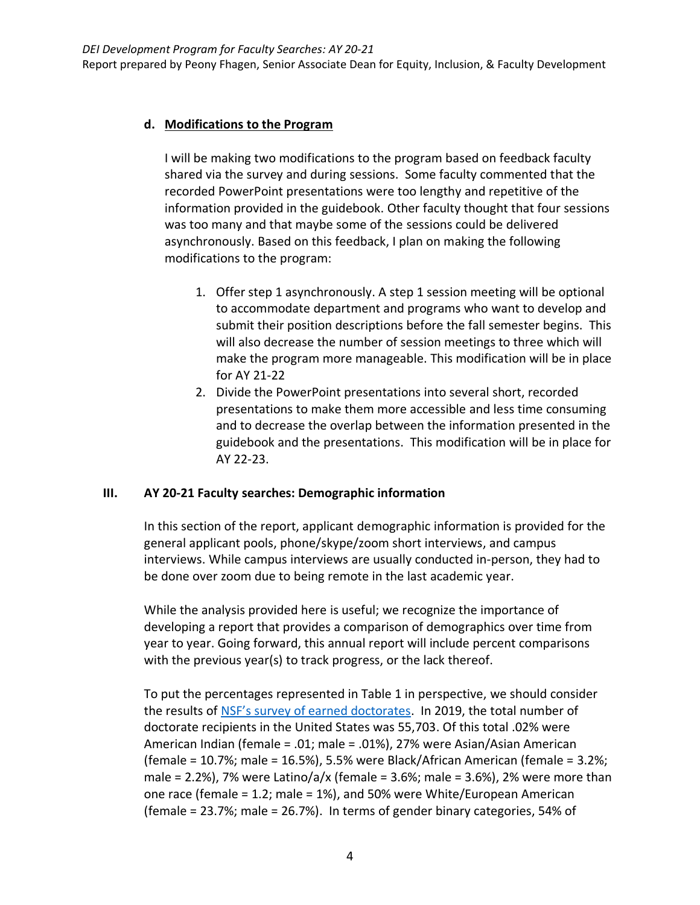**d. Modifications to the Program**

I will be making two modifications to the program based on feedback faculty shared via the survey and during sessions. Some faculty commented that the recorded PowerPoint presentations were too lengthy and repetitive of the information provided in the guidebook. Other faculty thought that four sessions was too many and that maybe some of the sessions could be delivered asynchronously. Based on this feedback, I plan on making the following modifications to the program:

1. Offer step 1 asynchronously. A step 1 session meeting will be optional to accommodate department and programs who want to develop and submit their position descriptions before the fall semester begins. This will also decrease the number of session meetings to three which will make the program more manageable. This modification will be in place for AY 21-22
2. Divide the PowerPoint presentations into several short, recorded presentations to make them more accessible and less time consuming and to decrease the overlap between the information presented in the guidebook and the presentations. This modification will be in place for AY 22-23.

## III. AY 20-21 Faculty searches: Demographic information

In this section of the report, applicant demographic information is provided for the general applicant pools, phone/skype/zoom short interviews, and campus interviews. While campus interviews are usually conducted in-person, they had to be done over zoom due to being remote in the last academic year.

While the analysis provided here is useful; we recognize the importance of developing a report that provides a comparison of demographics over time from year to year. Going forward, this annual report will include percent comparisons with the previous year(s) to track progress, or the lack thereof.

To put the percentages represented in Table 1 in perspective, we should consider the results of NSF's survey of earned doctorates. In 2019, the total number of doctorate recipients in the United States was 55,703. Of this total .02% were American Indian (female = .01; male = .01%), 27% were Asian/Asian American (female = 10.7%; male = 16.5%), 5.5% were Black/African American (female = 3.2%; male = 2.2%), 7% were Latino/a/x (female = 3.6%; male = 3.6%), 2% were more than one race (female = 1.2; male = 1%), and 50% were White/European American (female = 23.7%; male = 26.7%). In terms of gender binary categories, 54% of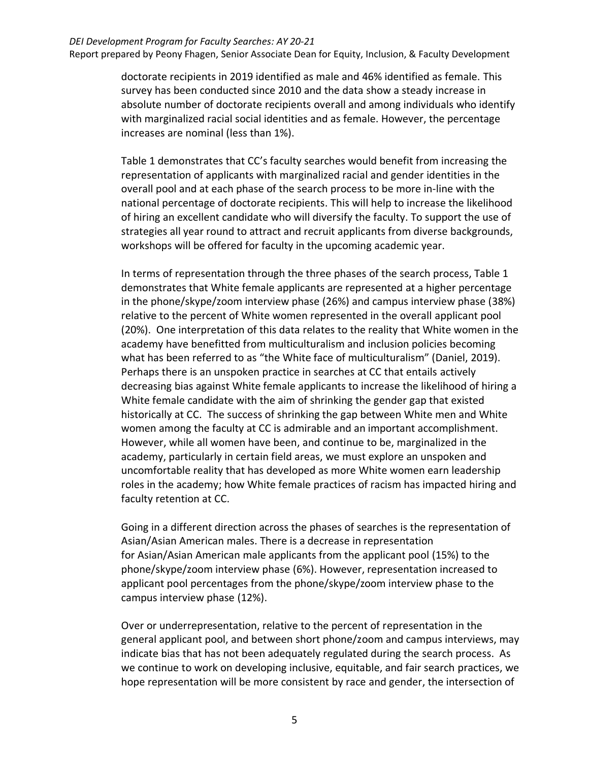doctorate recipients in 2019 identified as male and 46% identified as female. This survey has been conducted since 2010 and the data show a steady increase in absolute number of doctorate recipients overall and among individuals who identify with marginalized racial social identities and as female. However, the percentage increases are nominal (less than 1%).

Table 1 demonstrates that CC's faculty searches would benefit from increasing the representation of applicants with marginalized racial and gender identities in the overall pool and at each phase of the search process to be more in-line with the national percentage of doctorate recipients. This will help to increase the likelihood of hiring an excellent candidate who will diversify the faculty. To support the use of strategies all year round to attract and recruit applicants from diverse backgrounds, workshops will be offered for faculty in the upcoming academic year.

In terms of representation through the three phases of the search process, Table 1 demonstrates that White female applicants are represented at a higher percentage in the phone/skype/zoom interview phase (26%) and campus interview phase (38%) relative to the percent of White women represented in the overall applicant pool (20%). One interpretation of this data relates to the reality that White women in the academy have benefitted from multiculturalism and inclusion policies becoming what has been referred to as "the White face of multiculturalism" (Daniel, 2019). Perhaps there is an unspoken practice in searches at CC that entails actively decreasing bias against White female applicants to increase the likelihood of hiring a White female candidate with the aim of shrinking the gender gap that existed historically at CC. The success of shrinking the gap between White men and White women among the faculty at CC is admirable and an important accomplishment. However, while all women have been, and continue to be, marginalized in the academy, particularly in certain field areas, we must explore an unspoken and uncomfortable reality that has developed as more White women earn leadership roles in the academy; how White female practices of racism has impacted hiring and faculty retention at CC.

Going in a different direction across the phases of searches is the representation of Asian/Asian American males. There is a decrease in representation for Asian/Asian American male applicants from the applicant pool (15%) to the phone/skype/zoom interview phase (6%). However, representation increased to applicant pool percentages from the phone/skype/zoom interview phase to the campus interview phase (12%).

Over or underrepresentation, relative to the percent of representation in the general applicant pool, and between short phone/zoom and campus interviews, may indicate bias that has not been adequately regulated during the search process. As we continue to work on developing inclusive, equitable, and fair search practices, we hope representation will be more consistent by race and gender, the intersection of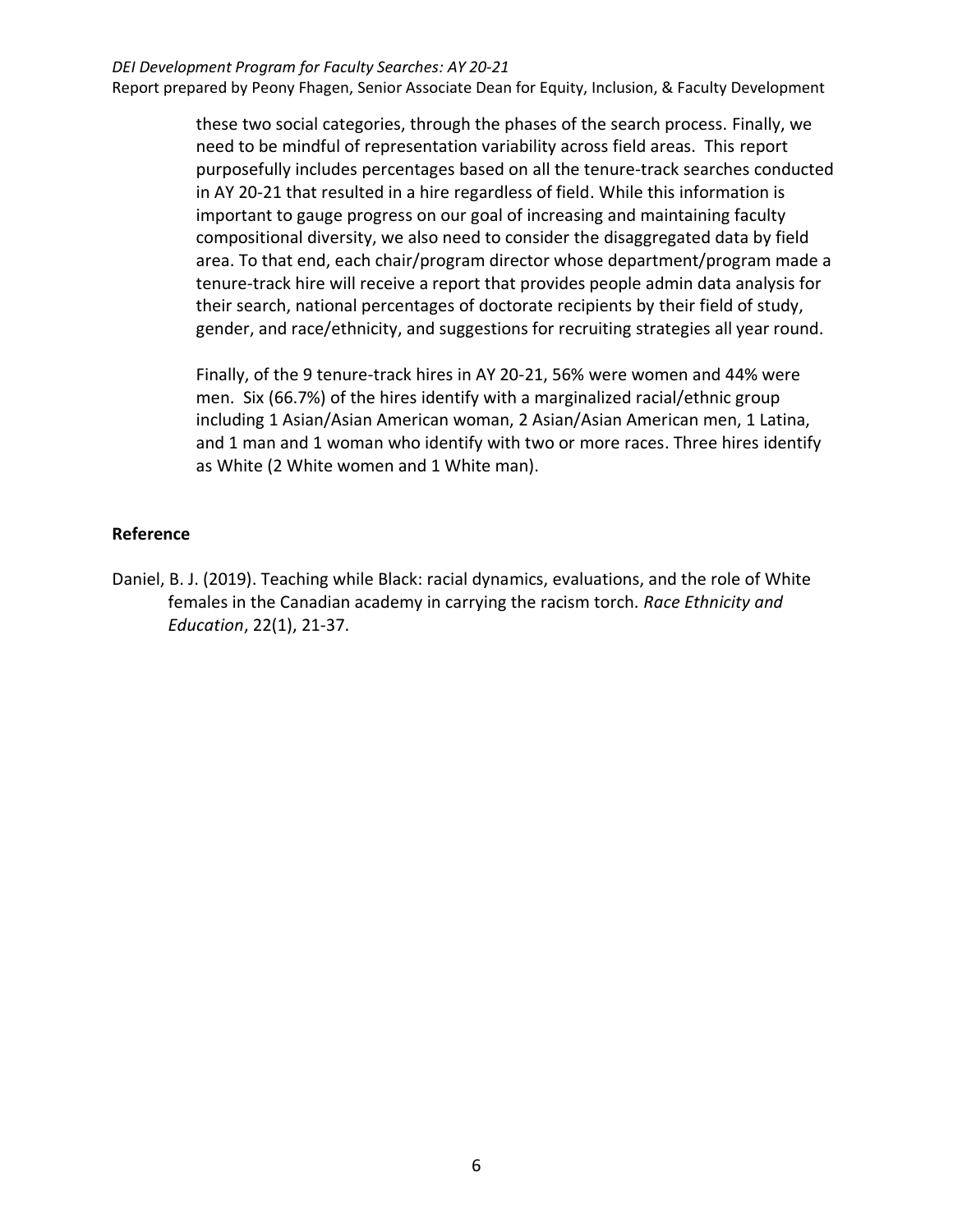these two social categories, through the phases of the search process. Finally, we need to be mindful of representation variability across field areas. This report purposefully includes percentages based on all the tenure-track searches conducted in AY 20-21 that resulted in a hire regardless of field. While this information is important to gauge progress on our goal of increasing and maintaining faculty compositional diversity, we also need to consider the disaggregated data by field area. To that end, each chair/program director whose department/program made a tenure-track hire will receive a report that provides people admin data analysis for their search, national percentages of doctorate recipients by their field of study, gender, and race/ethnicity, and suggestions for recruiting strategies all year round.

Finally, of the 9 tenure-track hires in AY 20-21, 56% were women and 44% were men. Six (66.7%) of the hires identify with a marginalized racial/ethnic group including 1 Asian/Asian American woman, 2 Asian/Asian American men, 1 Latina, and 1 man and 1 woman who identify with two or more races. Three hires identify as White (2 White women and 1 White man).

## Reference

Daniel, B. J. (2019). Teaching while Black: racial dynamics, evaluations, and the role of White females in the Canadian academy in carrying the racism torch. *Race Ethnicity and Education*, 22(1), 21-37.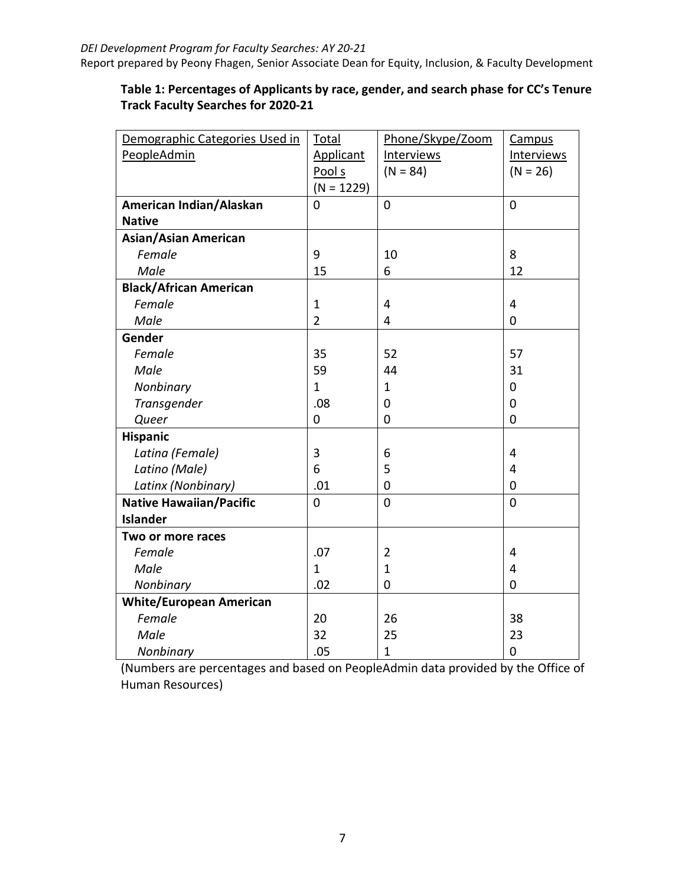*DEI Development Program for Faculty Searches: AY 20-21*

Report prepared by Peony Fhagen, Senior Associate Dean for Equity, Inclusion, & Faculty Development

**Table 1: Percentages of Applicants by race, gender, and search phase for CC's Tenure Track Faculty Searches for 2020-21**

| Demographic Categories Used in PeopleAdmin | Total Applicant Pool s (N = 1229) | Phone/Skype/Zoom Interviews (N = 84) | Campus Interviews (N = 26) |
|---|---|---|---|
| **American Indian/Alaskan Native** | 0 | 0 | 0 |
| **Asian/Asian American** | | | |
| *Female* | 9 | 10 | 8 |
| *Male* | 15 | 6 | 12 |
| **Black/African American** | | | |
| *Female* | 1 | 4 | 4 |
| *Male* | 2 | 4 | 0 |
| **Gender** | | | |
| *Female* | 35 | 52 | 57 |
| *Male* | 59 | 44 | 31 |
| *Nonbinary* | 1 | 1 | 0 |
| *Transgender* | .08 | 0 | 0 |
| *Queer* | 0 | 0 | 0 |
| **Hispanic** | | | |
| *Latina (Female)* | 3 | 6 | 4 |
| *Latino (Male)* | 6 | 5 | 4 |
| *Latinx (Nonbinary)* | .01 | 0 | 0 |
| **Native Hawaiian/Pacific Islander** | 0 | 0 | 0 |
| **Two or more races** | | | |
| *Female* | .07 | 2 | 4 |
| *Male* | 1 | 1 | 4 |
| *Nonbinary* | .02 | 0 | 0 |
| **White/European American** | | | |
| *Female* | 20 | 26 | 38 |
| *Male* | 32 | 25 | 23 |
| *Nonbinary* | .05 | 1 | 0 |

(Numbers are percentages and based on PeopleAdmin data provided by the Office of Human Resources)